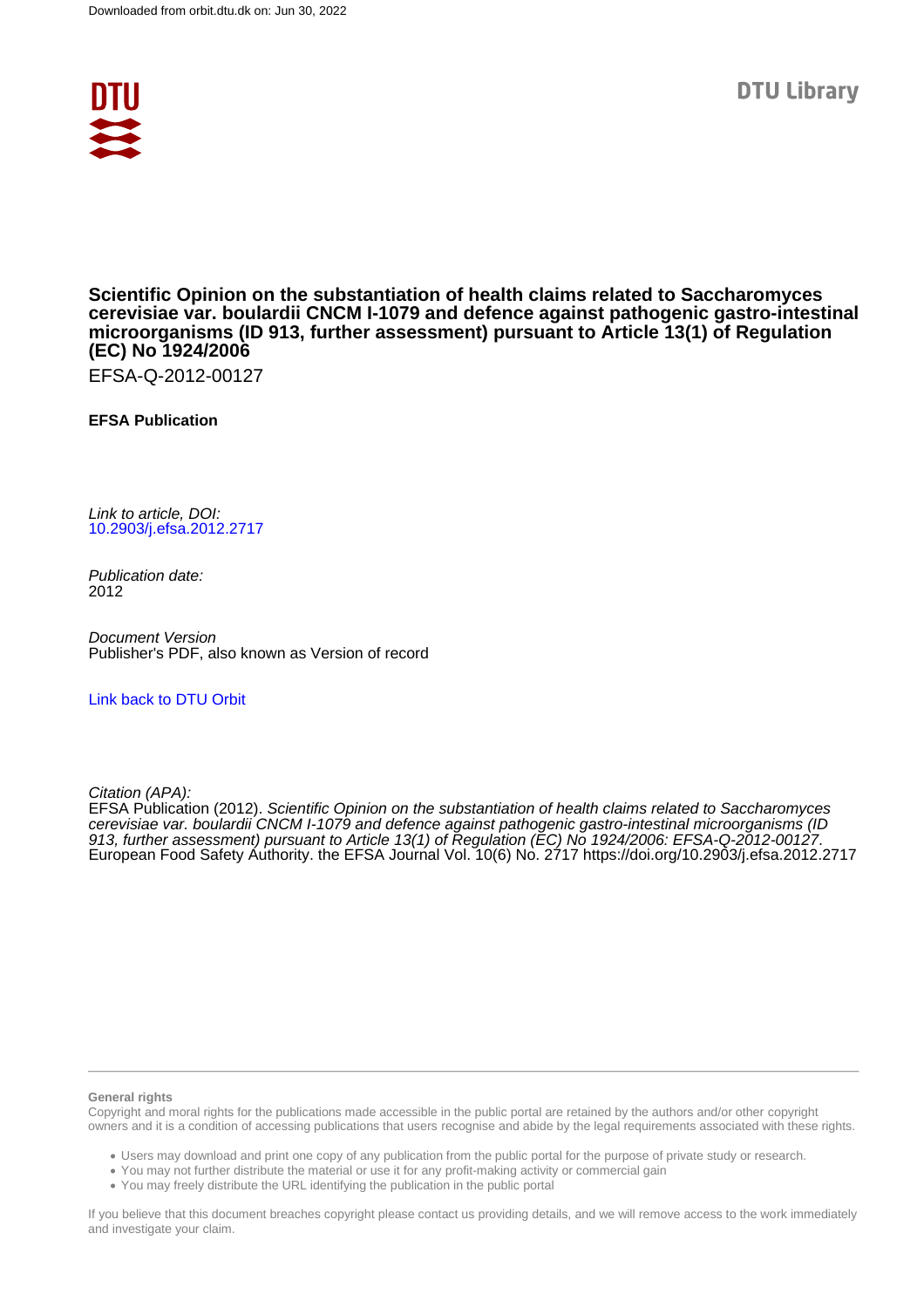Downloaded from orbit.dtu.dk on: Jun 30, 2022

DTU Library

# Scientific Opinion on the substantiation of health claims related to Saccharomyces cerevisiae var. boulardii CNCM I-1079 and defence against pathogenic gastro-intestinal microorganisms (ID 913, further assessment) pursuant to Article 13(1) of Regulation (EC) No 1924/2006

EFSA-Q-2012-00127

**EFSA Publication**

*Link to article, DOI:*
10.2903/j.efsa.2012.2717

*Publication date:*
2012

*Document Version*
Publisher's PDF, also known as Version of record

Link back to DTU Orbit

*Citation (APA):*
EFSA Publication (2012). *Scientific Opinion on the substantiation of health claims related to Saccharomyces cerevisiae var. boulardii CNCM I-1079 and defence against pathogenic gastro-intestinal microorganisms (ID 913, further assessment) pursuant to Article 13(1) of Regulation (EC) No 1924/2006: EFSA-Q-2012-00127*. European Food Safety Authority. the EFSA Journal Vol. 10(6) No. 2717 https://doi.org/10.2903/j.efsa.2012.2717

---

**General rights**

Copyright and moral rights for the publications made accessible in the public portal are retained by the authors and/or other copyright owners and it is a condition of accessing publications that users recognise and abide by the legal requirements associated with these rights.

- Users may download and print one copy of any publication from the public portal for the purpose of private study or research.
- You may not further distribute the material or use it for any profit-making activity or commercial gain
- You may freely distribute the URL identifying the publication in the public portal

If you believe that this document breaches copyright please contact us providing details, and we will remove access to the work immediately and investigate your claim.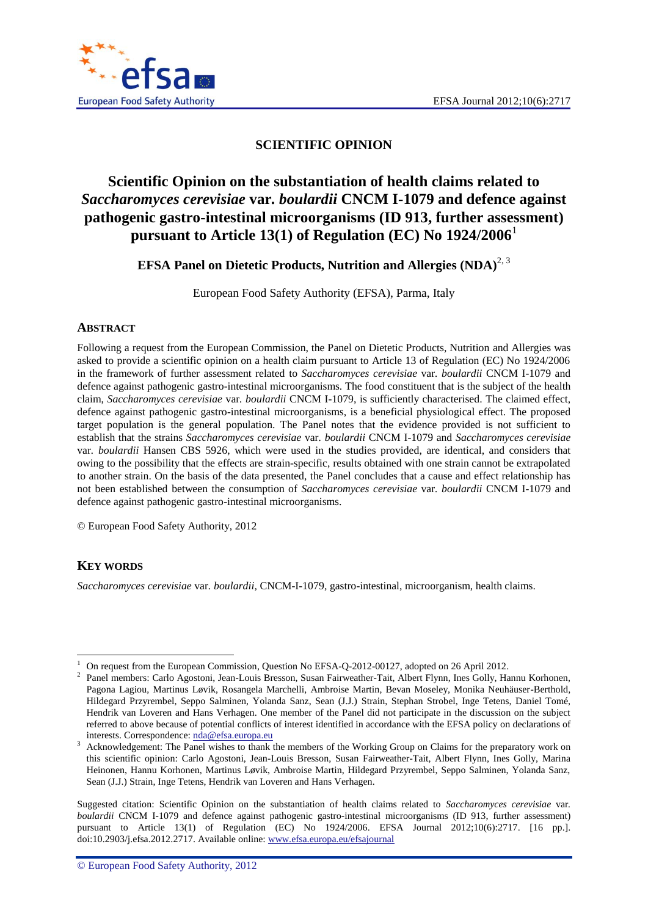# SCIENTIFIC OPINION

# Scientific Opinion on the substantiation of health claims related to *Saccharomyces cerevisiae* var. *boulardii* CNCM I-1079 and defence against pathogenic gastro-intestinal microorganisms (ID 913, further assessment) pursuant to Article 13(1) of Regulation (EC) No 1924/2006[1]

## EFSA Panel on Dietetic Products, Nutrition and Allergies (NDA)[2, 3]

European Food Safety Authority (EFSA), Parma, Italy

## ABSTRACT

Following a request from the European Commission, the Panel on Dietetic Products, Nutrition and Allergies was asked to provide a scientific opinion on a health claim pursuant to Article 13 of Regulation (EC) No 1924/2006 in the framework of further assessment related to *Saccharomyces cerevisiae* var. *boulardii* CNCM I-1079 and defence against pathogenic gastro-intestinal microorganisms. The food constituent that is the subject of the health claim, *Saccharomyces cerevisiae* var. *boulardii* CNCM I-1079, is sufficiently characterised. The claimed effect, defence against pathogenic gastro-intestinal microorganisms, is a beneficial physiological effect. The proposed target population is the general population. The Panel notes that the evidence provided is not sufficient to establish that the strains *Saccharomyces cerevisiae* var. *boulardii* CNCM I-1079 and *Saccharomyces cerevisiae* var. *boulardii* Hansen CBS 5926, which were used in the studies provided, are identical, and considers that owing to the possibility that the effects are strain-specific, results obtained with one strain cannot be extrapolated to another strain. On the basis of the data presented, the Panel concludes that a cause and effect relationship has not been established between the consumption of *Saccharomyces cerevisiae* var. *boulardii* CNCM I-1079 and defence against pathogenic gastro-intestinal microorganisms.

© European Food Safety Authority, 2012

## KEY WORDS

*Saccharomyces cerevisiae* var. *boulardii*, CNCM-I-1079, gastro-intestinal, microorganism, health claims.

---

[1] On request from the European Commission, Question No EFSA-Q-2012-00127, adopted on 26 April 2012.

[2] Panel members: Carlo Agostoni, Jean-Louis Bresson, Susan Fairweather-Tait, Albert Flynn, Ines Golly, Hannu Korhonen, Pagona Lagiou, Martinus Løvik, Rosangela Marchelli, Ambroise Martin, Bevan Moseley, Monika Neuhäuser-Berthold, Hildegard Przyrembel, Seppo Salminen, Yolanda Sanz, Sean (J.J.) Strain, Stephan Strobel, Inge Tetens, Daniel Tomé, Hendrik van Loveren and Hans Verhagen. One member of the Panel did not participate in the discussion on the subject referred to above because of potential conflicts of interest identified in accordance with the EFSA policy on declarations of interests. Correspondence: nda@efsa.europa.eu

[3] Acknowledgement: The Panel wishes to thank the members of the Working Group on Claims for the preparatory work on this scientific opinion: Carlo Agostoni, Jean-Louis Bresson, Susan Fairweather-Tait, Albert Flynn, Ines Golly, Marina Heinonen, Hannu Korhonen, Martinus Løvik, Ambroise Martin, Hildegard Przyrembel, Seppo Salminen, Yolanda Sanz, Sean (J.J.) Strain, Inge Tetens, Hendrik van Loveren and Hans Verhagen.

Suggested citation: Scientific Opinion on the substantiation of health claims related to *Saccharomyces cerevisiae* var. *boulardii* CNCM I-1079 and defence against pathogenic gastro-intestinal microorganisms (ID 913, further assessment) pursuant to Article 13(1) of Regulation (EC) No 1924/2006. EFSA Journal 2012;10(6):2717. [16 pp.]. doi:10.2903/j.efsa.2012.2717. Available online: www.efsa.europa.eu/efsajournal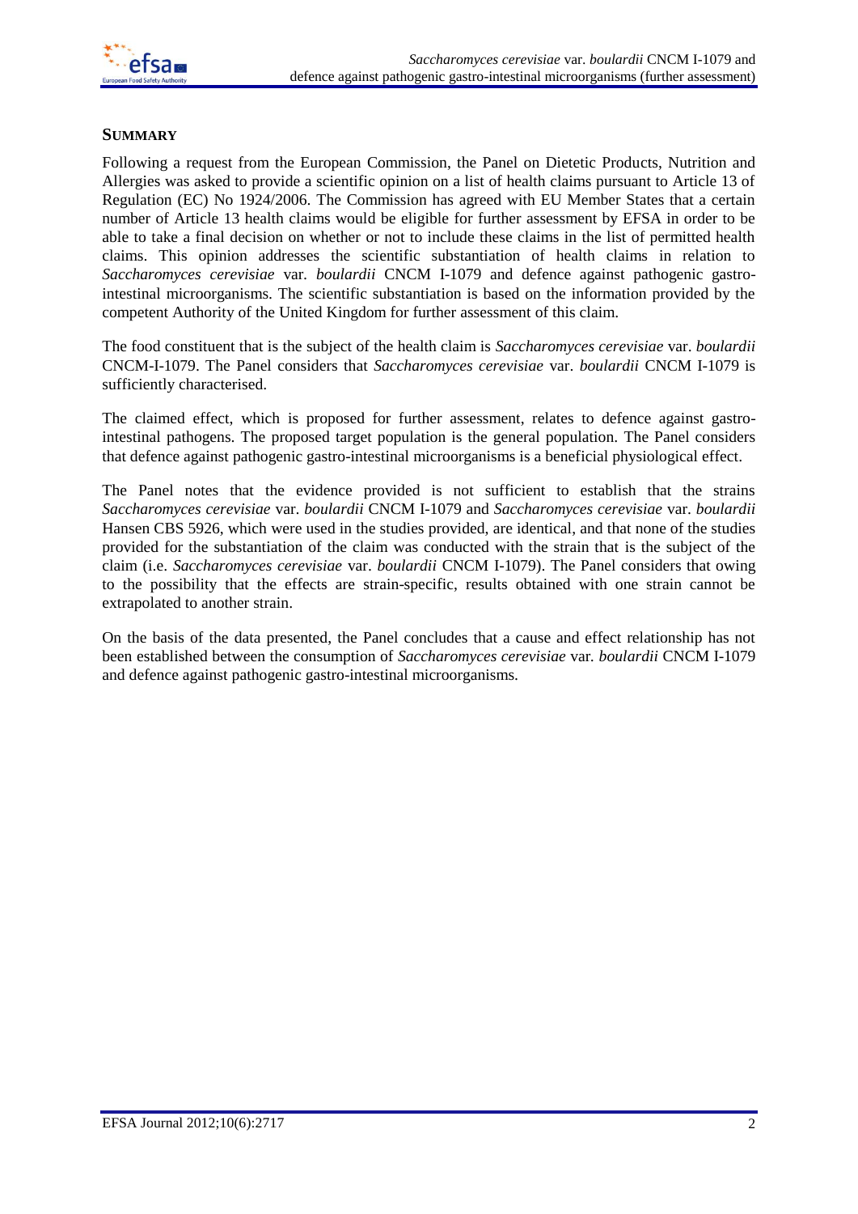## SUMMARY

Following a request from the European Commission, the Panel on Dietetic Products, Nutrition and Allergies was asked to provide a scientific opinion on a list of health claims pursuant to Article 13 of Regulation (EC) No 1924/2006. The Commission has agreed with EU Member States that a certain number of Article 13 health claims would be eligible for further assessment by EFSA in order to be able to take a final decision on whether or not to include these claims in the list of permitted health claims. This opinion addresses the scientific substantiation of health claims in relation to *Saccharomyces cerevisiae* var. *boulardii* CNCM I-1079 and defence against pathogenic gastro-intestinal microorganisms. The scientific substantiation is based on the information provided by the competent Authority of the United Kingdom for further assessment of this claim.

The food constituent that is the subject of the health claim is *Saccharomyces cerevisiae* var. *boulardii* CNCM-I-1079. The Panel considers that *Saccharomyces cerevisiae* var. *boulardii* CNCM I-1079 is sufficiently characterised.

The claimed effect, which is proposed for further assessment, relates to defence against gastro-intestinal pathogens. The proposed target population is the general population. The Panel considers that defence against pathogenic gastro-intestinal microorganisms is a beneficial physiological effect.

The Panel notes that the evidence provided is not sufficient to establish that the strains *Saccharomyces cerevisiae* var. *boulardii* CNCM I-1079 and *Saccharomyces cerevisiae* var. *boulardii* Hansen CBS 5926, which were used in the studies provided, are identical, and that none of the studies provided for the substantiation of the claim was conducted with the strain that is the subject of the claim (i.e. *Saccharomyces cerevisiae* var. *boulardii* CNCM I-1079). The Panel considers that owing to the possibility that the effects are strain-specific, results obtained with one strain cannot be extrapolated to another strain.

On the basis of the data presented, the Panel concludes that a cause and effect relationship has not been established between the consumption of *Saccharomyces cerevisiae* var. *boulardii* CNCM I-1079 and defence against pathogenic gastro-intestinal microorganisms.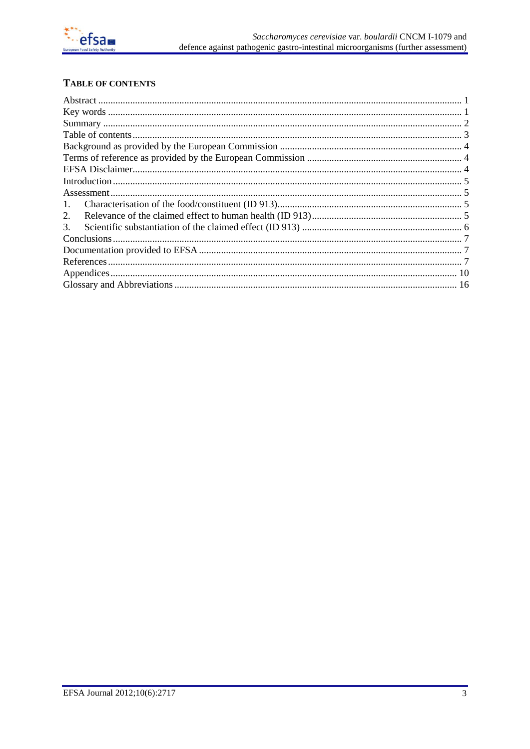## TABLE OF CONTENTS

Abstract .................................................................................................................................................. 1
Key words .............................................................................................................................................. 1
Summary ................................................................................................................................................ 2
Table of contents .................................................................................................................................... 3
Background as provided by the European Commission ......................................................................... 4
Terms of reference as provided by the European Commission .............................................................. 4
EFSA Disclaimer.................................................................................................................................... 4
Introduction ............................................................................................................................................ 5
Assessment ............................................................................................................................................. 5
1. Characterisation of the food/constituent (ID 913).......................................................................... 5
2. Relevance of the claimed effect to human health (ID 913)............................................................ 5
3. Scientific substantiation of the claimed effect (ID 913) ................................................................ 6
Conclusions ............................................................................................................................................ 7
Documentation provided to EFSA .......................................................................................................... 7
References .............................................................................................................................................. 7
Appendices ........................................................................................................................................... 10
Glossary and Abbreviations ................................................................................................................. 16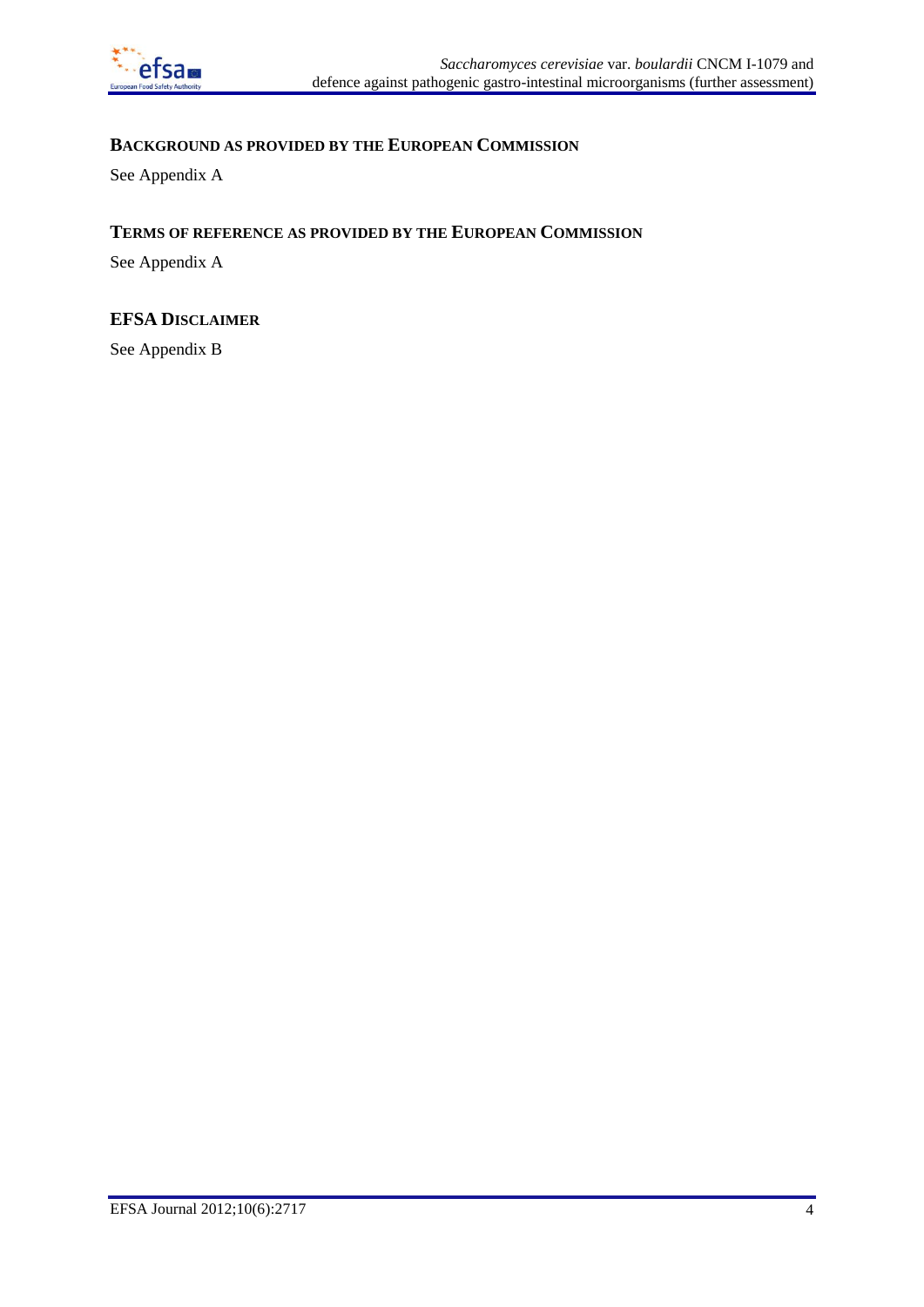## BACKGROUND AS PROVIDED BY THE EUROPEAN COMMISSION

See Appendix A

## TERMS OF REFERENCE AS PROVIDED BY THE EUROPEAN COMMISSION

See Appendix A

## EFSA DISCLAIMER

See Appendix B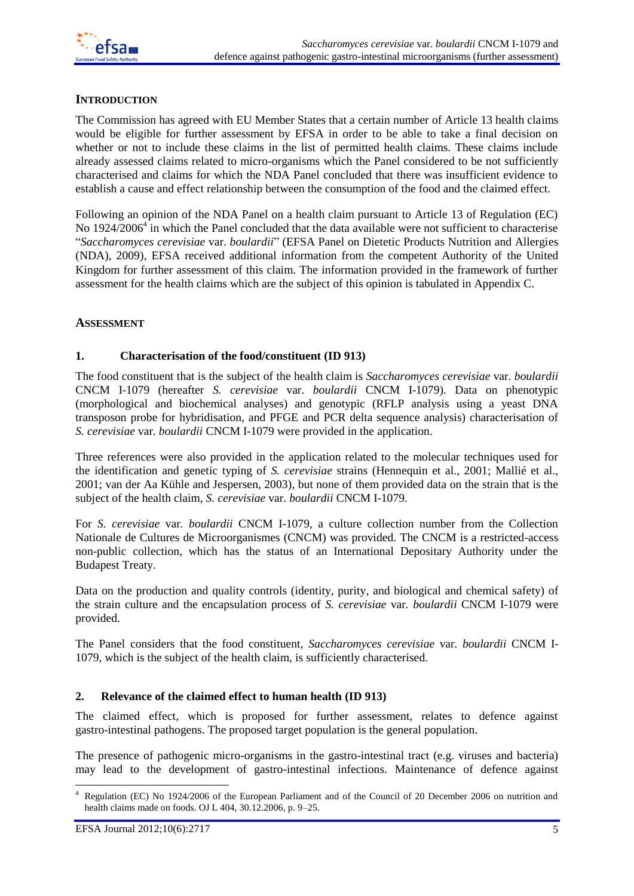## INTRODUCTION

The Commission has agreed with EU Member States that a certain number of Article 13 health claims would be eligible for further assessment by EFSA in order to be able to take a final decision on whether or not to include these claims in the list of permitted health claims. These claims include already assessed claims related to micro-organisms which the Panel considered to be not sufficiently characterised and claims for which the NDA Panel concluded that there was insufficient evidence to establish a cause and effect relationship between the consumption of the food and the claimed effect.

Following an opinion of the NDA Panel on a health claim pursuant to Article 13 of Regulation (EC) No 1924/2006[4] in which the Panel concluded that the data available were not sufficient to characterise "*Saccharomyces cerevisiae* var. *boulardii*" (EFSA Panel on Dietetic Products Nutrition and Allergies (NDA), 2009), EFSA received additional information from the competent Authority of the United Kingdom for further assessment of this claim. The information provided in the framework of further assessment for the health claims which are the subject of this opinion is tabulated in Appendix C.

## ASSESSMENT

### 1. Characterisation of the food/constituent (ID 913)

The food constituent that is the subject of the health claim is *Saccharomyces cerevisiae* var. *boulardii* CNCM I-1079 (hereafter *S. cerevisiae* var. *boulardii* CNCM I-1079). Data on phenotypic (morphological and biochemical analyses) and genotypic (RFLP analysis using a yeast DNA transposon probe for hybridisation, and PFGE and PCR delta sequence analysis) characterisation of *S. cerevisiae* var. *boulardii* CNCM I-1079 were provided in the application.

Three references were also provided in the application related to the molecular techniques used for the identification and genetic typing of *S. cerevisiae* strains (Hennequin et al., 2001; Mallié et al., 2001; van der Aa Kühle and Jespersen, 2003), but none of them provided data on the strain that is the subject of the health claim, *S. cerevisiae* var. *boulardii* CNCM I-1079.

For *S. cerevisiae* var. *boulardii* CNCM I-1079, a culture collection number from the Collection Nationale de Cultures de Microorganismes (CNCM) was provided. The CNCM is a restricted-access non-public collection, which has the status of an International Depositary Authority under the Budapest Treaty.

Data on the production and quality controls (identity, purity, and biological and chemical safety) of the strain culture and the encapsulation process of *S. cerevisiae* var. *boulardii* CNCM I-1079 were provided.

The Panel considers that the food constituent, *Saccharomyces cerevisiae* var. *boulardii* CNCM I-1079, which is the subject of the health claim, is sufficiently characterised.

### 2. Relevance of the claimed effect to human health (ID 913)

The claimed effect, which is proposed for further assessment, relates to defence against gastro-intestinal pathogens. The proposed target population is the general population.

The presence of pathogenic micro-organisms in the gastro-intestinal tract (e.g. viruses and bacteria) may lead to the development of gastro-intestinal infections. Maintenance of defence against

[4] Regulation (EC) No 1924/2006 of the European Parliament and of the Council of 20 December 2006 on nutrition and health claims made on foods. OJ L 404, 30.12.2006, p. 9–25.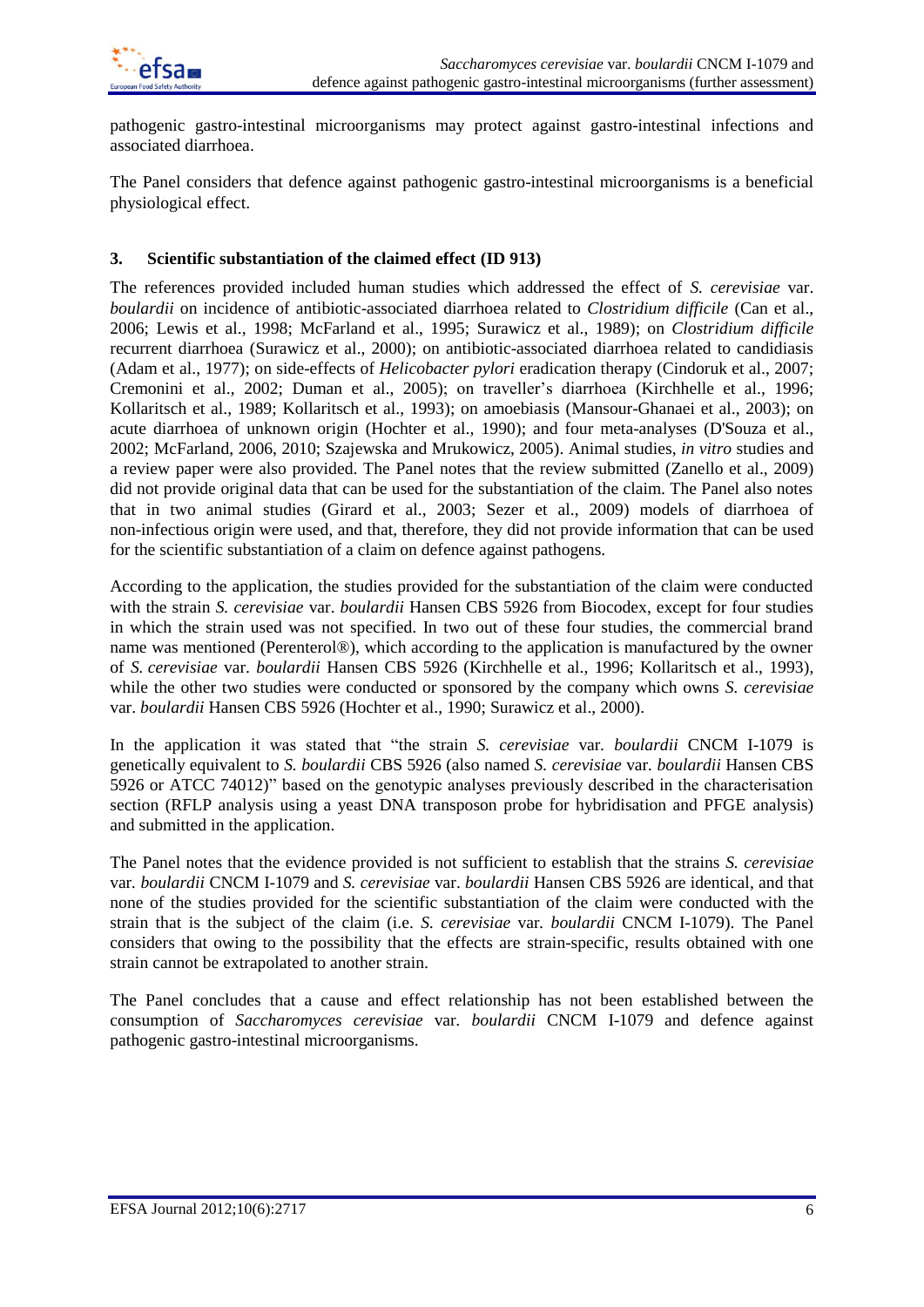pathogenic gastro-intestinal microorganisms may protect against gastro-intestinal infections and associated diarrhoea.

The Panel considers that defence against pathogenic gastro-intestinal microorganisms is a beneficial physiological effect.

## 3. Scientific substantiation of the claimed effect (ID 913)

The references provided included human studies which addressed the effect of *S. cerevisiae* var. *boulardii* on incidence of antibiotic-associated diarrhoea related to *Clostridium difficile* (Can et al., 2006; Lewis et al., 1998; McFarland et al., 1995; Surawicz et al., 1989); on *Clostridium difficile* recurrent diarrhoea (Surawicz et al., 2000); on antibiotic-associated diarrhoea related to candidiasis (Adam et al., 1977); on side-effects of *Helicobacter pylori* eradication therapy (Cindoruk et al., 2007; Cremonini et al., 2002; Duman et al., 2005); on traveller's diarrhoea (Kirchhelle et al., 1996; Kollaritsch et al., 1989; Kollaritsch et al., 1993); on amoebiasis (Mansour-Ghanaei et al., 2003); on acute diarrhoea of unknown origin (Hochter et al., 1990); and four meta-analyses (D'Souza et al., 2002; McFarland, 2006, 2010; Szajewska and Mrukowicz, 2005). Animal studies, *in vitro* studies and a review paper were also provided. The Panel notes that the review submitted (Zanello et al., 2009) did not provide original data that can be used for the substantiation of the claim. The Panel also notes that in two animal studies (Girard et al., 2003; Sezer et al., 2009) models of diarrhoea of non-infectious origin were used, and that, therefore, they did not provide information that can be used for the scientific substantiation of a claim on defence against pathogens.

According to the application, the studies provided for the substantiation of the claim were conducted with the strain *S. cerevisiae* var. *boulardii* Hansen CBS 5926 from Biocodex, except for four studies in which the strain used was not specified. In two out of these four studies, the commercial brand name was mentioned (Perenterol®), which according to the application is manufactured by the owner of *S. cerevisiae* var. *boulardii* Hansen CBS 5926 (Kirchhelle et al., 1996; Kollaritsch et al., 1993), while the other two studies were conducted or sponsored by the company which owns *S. cerevisiae* var. *boulardii* Hansen CBS 5926 (Hochter et al., 1990; Surawicz et al., 2000).

In the application it was stated that "the strain *S. cerevisiae* var. *boulardii* CNCM I-1079 is genetically equivalent to *S. boulardii* CBS 5926 (also named *S. cerevisiae* var. *boulardii* Hansen CBS 5926 or ATCC 74012)" based on the genotypic analyses previously described in the characterisation section (RFLP analysis using a yeast DNA transposon probe for hybridisation and PFGE analysis) and submitted in the application.

The Panel notes that the evidence provided is not sufficient to establish that the strains *S. cerevisiae* var. *boulardii* CNCM I-1079 and *S. cerevisiae* var. *boulardii* Hansen CBS 5926 are identical, and that none of the studies provided for the scientific substantiation of the claim were conducted with the strain that is the subject of the claim (i.e. *S. cerevisiae* var. *boulardii* CNCM I-1079). The Panel considers that owing to the possibility that the effects are strain-specific, results obtained with one strain cannot be extrapolated to another strain.

The Panel concludes that a cause and effect relationship has not been established between the consumption of *Saccharomyces cerevisiae* var. *boulardii* CNCM I-1079 and defence against pathogenic gastro-intestinal microorganisms.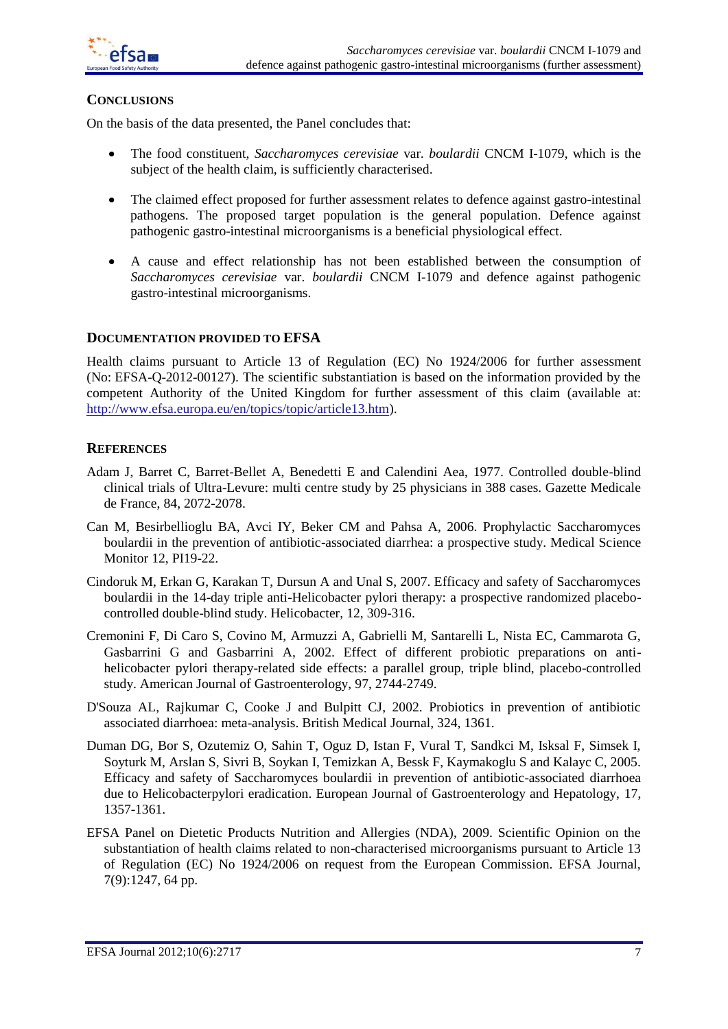## CONCLUSIONS

On the basis of the data presented, the Panel concludes that:

- The food constituent, *Saccharomyces cerevisiae* var. *boulardii* CNCM I-1079, which is the subject of the health claim, is sufficiently characterised.
- The claimed effect proposed for further assessment relates to defence against gastro-intestinal pathogens. The proposed target population is the general population. Defence against pathogenic gastro-intestinal microorganisms is a beneficial physiological effect.
- A cause and effect relationship has not been established between the consumption of *Saccharomyces cerevisiae* var. *boulardii* CNCM I-1079 and defence against pathogenic gastro-intestinal microorganisms.

## DOCUMENTATION PROVIDED TO EFSA

Health claims pursuant to Article 13 of Regulation (EC) No 1924/2006 for further assessment (No: EFSA-Q-2012-00127). The scientific substantiation is based on the information provided by the competent Authority of the United Kingdom for further assessment of this claim (available at: http://www.efsa.europa.eu/en/topics/topic/article13.htm).

## REFERENCES

Adam J, Barret C, Barret-Bellet A, Benedetti E and Calendini Aea, 1977. Controlled double-blind clinical trials of Ultra-Levure: multi centre study by 25 physicians in 388 cases. Gazette Medicale de France, 84, 2072-2078.

Can M, Besirbellioglu BA, Avci IY, Beker CM and Pahsa A, 2006. Prophylactic Saccharomyces boulardii in the prevention of antibiotic-associated diarrhea: a prospective study. Medical Science Monitor 12, PI19-22.

Cindoruk M, Erkan G, Karakan T, Dursun A and Unal S, 2007. Efficacy and safety of Saccharomyces boulardii in the 14-day triple anti-Helicobacter pylori therapy: a prospective randomized placebo-controlled double-blind study. Helicobacter, 12, 309-316.

Cremonini F, Di Caro S, Covino M, Armuzzi A, Gabrielli M, Santarelli L, Nista EC, Cammarota G, Gasbarrini G and Gasbarrini A, 2002. Effect of different probiotic preparations on anti-helicobacter pylori therapy-related side effects: a parallel group, triple blind, placebo-controlled study. American Journal of Gastroenterology, 97, 2744-2749.

D'Souza AL, Rajkumar C, Cooke J and Bulpitt CJ, 2002. Probiotics in prevention of antibiotic associated diarrhoea: meta-analysis. British Medical Journal, 324, 1361.

Duman DG, Bor S, Ozutemiz O, Sahin T, Oguz D, Istan F, Vural T, Sandkci M, Isksal F, Simsek I, Soyturk M, Arslan S, Sivri B, Soykan I, Temizkan A, Bessk F, Kaymakoglu S and Kalayc C, 2005. Efficacy and safety of Saccharomyces boulardii in prevention of antibiotic-associated diarrhoea due to Helicobacterpylori eradication. European Journal of Gastroenterology and Hepatology, 17, 1357-1361.

EFSA Panel on Dietetic Products Nutrition and Allergies (NDA), 2009. Scientific Opinion on the substantiation of health claims related to non-characterised microorganisms pursuant to Article 13 of Regulation (EC) No 1924/2006 on request from the European Commission. EFSA Journal, 7(9):1247, 64 pp.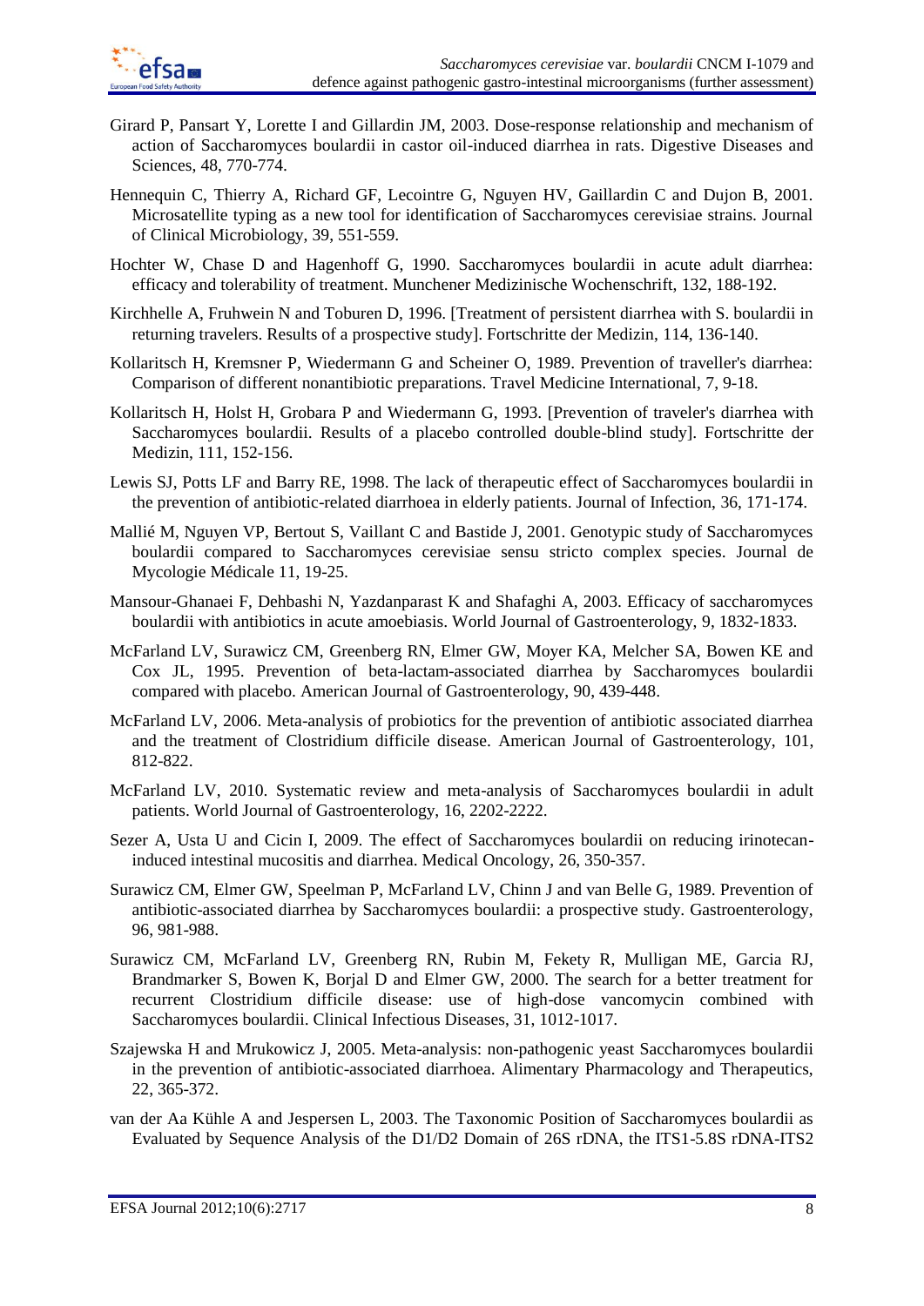Girard P, Pansart Y, Lorette I and Gillardin JM, 2003. Dose-response relationship and mechanism of action of Saccharomyces boulardii in castor oil-induced diarrhea in rats. Digestive Diseases and Sciences, 48, 770-774.

Hennequin C, Thierry A, Richard GF, Lecointre G, Nguyen HV, Gaillardin C and Dujon B, 2001. Microsatellite typing as a new tool for identification of Saccharomyces cerevisiae strains. Journal of Clinical Microbiology, 39, 551-559.

Hochter W, Chase D and Hagenhoff G, 1990. Saccharomyces boulardii in acute adult diarrhea: efficacy and tolerability of treatment. Munchener Medizinische Wochenschrift, 132, 188-192.

Kirchhelle A, Fruhwein N and Toburen D, 1996. [Treatment of persistent diarrhea with S. boulardii in returning travelers. Results of a prospective study]. Fortschritte der Medizin, 114, 136-140.

Kollaritsch H, Kremsner P, Wiedermann G and Scheiner O, 1989. Prevention of traveller's diarrhea: Comparison of different nonantibiotic preparations. Travel Medicine International, 7, 9-18.

Kollaritsch H, Holst H, Grobara P and Wiedermann G, 1993. [Prevention of traveler's diarrhea with Saccharomyces boulardii. Results of a placebo controlled double-blind study]. Fortschritte der Medizin, 111, 152-156.

Lewis SJ, Potts LF and Barry RE, 1998. The lack of therapeutic effect of Saccharomyces boulardii in the prevention of antibiotic-related diarrhoea in elderly patients. Journal of Infection, 36, 171-174.

Mallié M, Nguyen VP, Bertout S, Vaillant C and Bastide J, 2001. Genotypic study of Saccharomyces boulardii compared to Saccharomyces cerevisiae sensu stricto complex species. Journal de Mycologie Médicale 11, 19-25.

Mansour-Ghanaei F, Dehbashi N, Yazdanparast K and Shafaghi A, 2003. Efficacy of saccharomyces boulardii with antibiotics in acute amoebiasis. World Journal of Gastroenterology, 9, 1832-1833.

McFarland LV, Surawicz CM, Greenberg RN, Elmer GW, Moyer KA, Melcher SA, Bowen KE and Cox JL, 1995. Prevention of beta-lactam-associated diarrhea by Saccharomyces boulardii compared with placebo. American Journal of Gastroenterology, 90, 439-448.

McFarland LV, 2006. Meta-analysis of probiotics for the prevention of antibiotic associated diarrhea and the treatment of Clostridium difficile disease. American Journal of Gastroenterology, 101, 812-822.

McFarland LV, 2010. Systematic review and meta-analysis of Saccharomyces boulardii in adult patients. World Journal of Gastroenterology, 16, 2202-2222.

Sezer A, Usta U and Cicin I, 2009. The effect of Saccharomyces boulardii on reducing irinotecan-induced intestinal mucositis and diarrhea. Medical Oncology, 26, 350-357.

Surawicz CM, Elmer GW, Speelman P, McFarland LV, Chinn J and van Belle G, 1989. Prevention of antibiotic-associated diarrhea by Saccharomyces boulardii: a prospective study. Gastroenterology, 96, 981-988.

Surawicz CM, McFarland LV, Greenberg RN, Rubin M, Fekety R, Mulligan ME, Garcia RJ, Brandmarker S, Bowen K, Borjal D and Elmer GW, 2000. The search for a better treatment for recurrent Clostridium difficile disease: use of high-dose vancomycin combined with Saccharomyces boulardii. Clinical Infectious Diseases, 31, 1012-1017.

Szajewska H and Mrukowicz J, 2005. Meta-analysis: non-pathogenic yeast Saccharomyces boulardii in the prevention of antibiotic-associated diarrhoea. Alimentary Pharmacology and Therapeutics, 22, 365-372.

van der Aa Kühle A and Jespersen L, 2003. The Taxonomic Position of Saccharomyces boulardii as Evaluated by Sequence Analysis of the D1/D2 Domain of 26S rDNA, the ITS1-5.8S rDNA-ITS2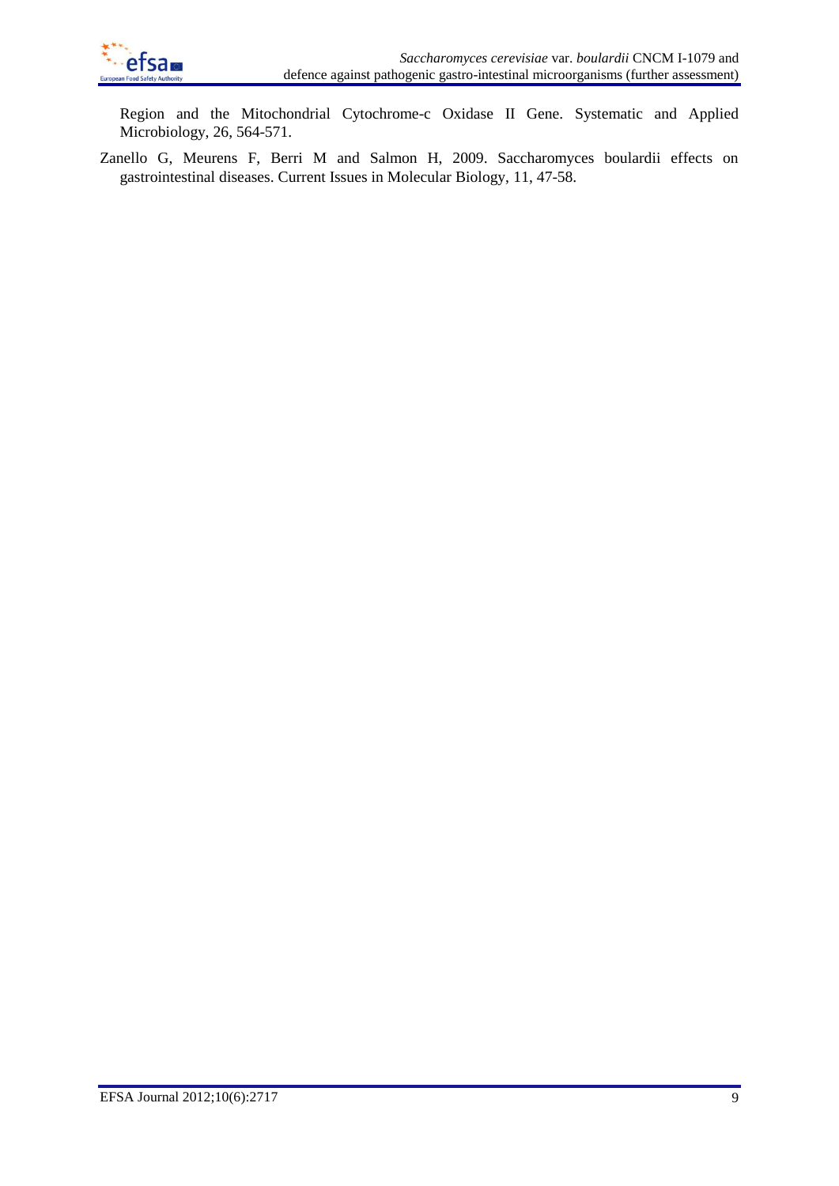Region and the Mitochondrial Cytochrome-c Oxidase II Gene. Systematic and Applied Microbiology, 26, 564-571.

Zanello G, Meurens F, Berri M and Salmon H, 2009. Saccharomyces boulardii effects on gastrointestinal diseases. Current Issues in Molecular Biology, 11, 47-58.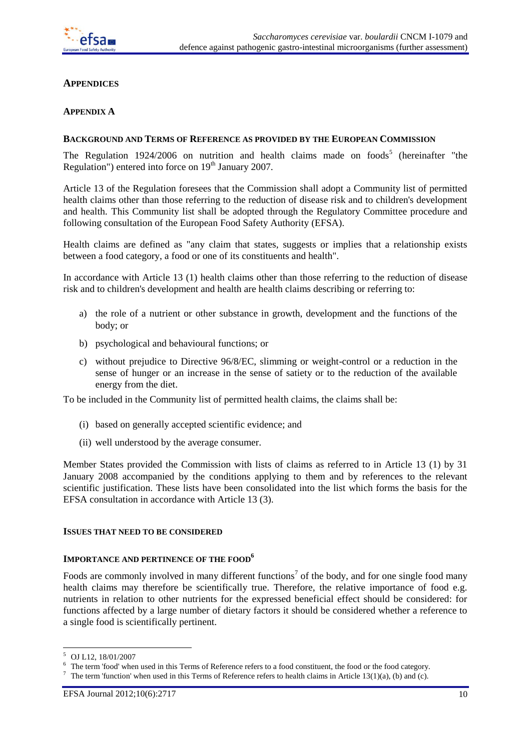## APPENDICES

### APPENDIX A

#### BACKGROUND AND TERMS OF REFERENCE AS PROVIDED BY THE EUROPEAN COMMISSION

The Regulation 1924/2006 on nutrition and health claims made on foods[5] (hereinafter "the Regulation") entered into force on 19th January 2007.

Article 13 of the Regulation foresees that the Commission shall adopt a Community list of permitted health claims other than those referring to the reduction of disease risk and to children's development and health. This Community list shall be adopted through the Regulatory Committee procedure and following consultation of the European Food Safety Authority (EFSA).

Health claims are defined as "any claim that states, suggests or implies that a relationship exists between a food category, a food or one of its constituents and health".

In accordance with Article 13 (1) health claims other than those referring to the reduction of disease risk and to children's development and health are health claims describing or referring to:

a) the role of a nutrient or other substance in growth, development and the functions of the body; or

b) psychological and behavioural functions; or

c) without prejudice to Directive 96/8/EC, slimming or weight-control or a reduction in the sense of hunger or an increase in the sense of satiety or to the reduction of the available energy from the diet.

To be included in the Community list of permitted health claims, the claims shall be:

(i) based on generally accepted scientific evidence; and

(ii) well understood by the average consumer.

Member States provided the Commission with lists of claims as referred to in Article 13 (1) by 31 January 2008 accompanied by the conditions applying to them and by references to the relevant scientific justification. These lists have been consolidated into the list which forms the basis for the EFSA consultation in accordance with Article 13 (3).

#### ISSUES THAT NEED TO BE CONSIDERED

#### IMPORTANCE AND PERTINENCE OF THE FOOD[6]

Foods are commonly involved in many different functions[7] of the body, and for one single food many health claims may therefore be scientifically true. Therefore, the relative importance of food e.g. nutrients in relation to other nutrients for the expressed beneficial effect should be considered: for functions affected by a large number of dietary factors it should be considered whether a reference to a single food is scientifically pertinent.

---

[5] OJ L12, 18/01/2007

[6] The term 'food' when used in this Terms of Reference refers to a food constituent, the food or the food category.

[7] The term 'function' when used in this Terms of Reference refers to health claims in Article 13(1)(a), (b) and (c).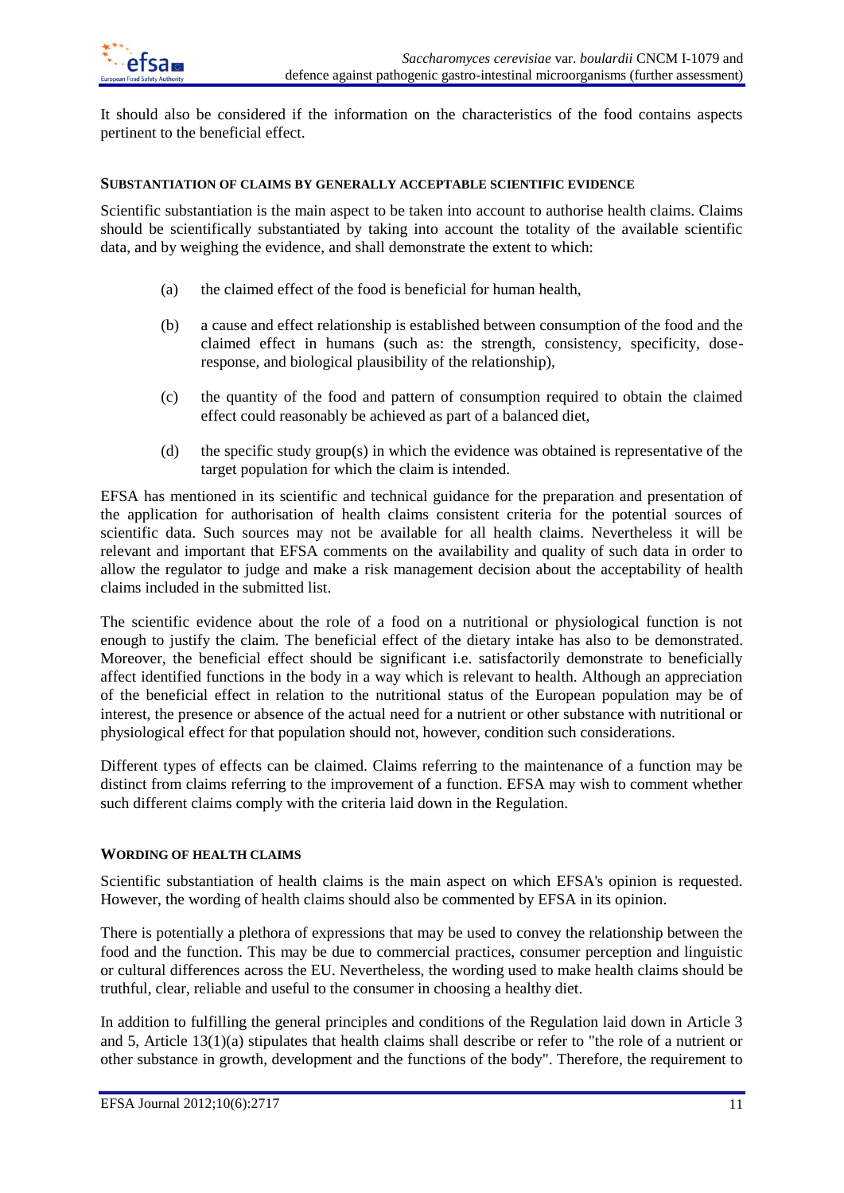It should also be considered if the information on the characteristics of the food contains aspects pertinent to the beneficial effect.

#### SUBSTANTIATION OF CLAIMS BY GENERALLY ACCEPTABLE SCIENTIFIC EVIDENCE

Scientific substantiation is the main aspect to be taken into account to authorise health claims. Claims should be scientifically substantiated by taking into account the totality of the available scientific data, and by weighing the evidence, and shall demonstrate the extent to which:

(a) the claimed effect of the food is beneficial for human health,

(b) a cause and effect relationship is established between consumption of the food and the claimed effect in humans (such as: the strength, consistency, specificity, dose-response, and biological plausibility of the relationship),

(c) the quantity of the food and pattern of consumption required to obtain the claimed effect could reasonably be achieved as part of a balanced diet,

(d) the specific study group(s) in which the evidence was obtained is representative of the target population for which the claim is intended.

EFSA has mentioned in its scientific and technical guidance for the preparation and presentation of the application for authorisation of health claims consistent criteria for the potential sources of scientific data. Such sources may not be available for all health claims. Nevertheless it will be relevant and important that EFSA comments on the availability and quality of such data in order to allow the regulator to judge and make a risk management decision about the acceptability of health claims included in the submitted list.

The scientific evidence about the role of a food on a nutritional or physiological function is not enough to justify the claim. The beneficial effect of the dietary intake has also to be demonstrated. Moreover, the beneficial effect should be significant i.e. satisfactorily demonstrate to beneficially affect identified functions in the body in a way which is relevant to health. Although an appreciation of the beneficial effect in relation to the nutritional status of the European population may be of interest, the presence or absence of the actual need for a nutrient or other substance with nutritional or physiological effect for that population should not, however, condition such considerations.

Different types of effects can be claimed. Claims referring to the maintenance of a function may be distinct from claims referring to the improvement of a function. EFSA may wish to comment whether such different claims comply with the criteria laid down in the Regulation.

#### WORDING OF HEALTH CLAIMS

Scientific substantiation of health claims is the main aspect on which EFSA's opinion is requested. However, the wording of health claims should also be commented by EFSA in its opinion.

There is potentially a plethora of expressions that may be used to convey the relationship between the food and the function. This may be due to commercial practices, consumer perception and linguistic or cultural differences across the EU. Nevertheless, the wording used to make health claims should be truthful, clear, reliable and useful to the consumer in choosing a healthy diet.

In addition to fulfilling the general principles and conditions of the Regulation laid down in Article 3 and 5, Article 13(1)(a) stipulates that health claims shall describe or refer to "the role of a nutrient or other substance in growth, development and the functions of the body". Therefore, the requirement to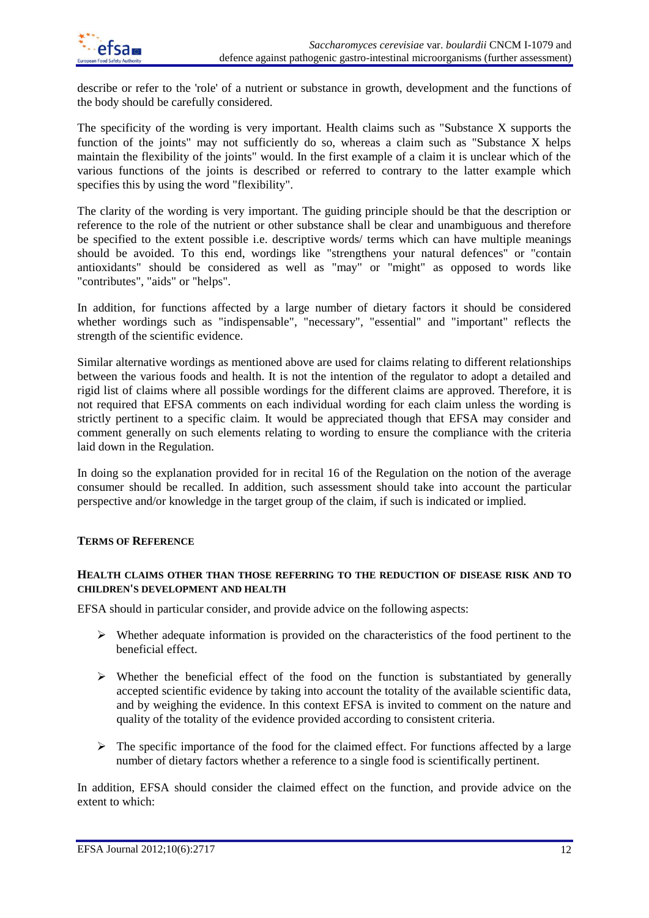describe or refer to the 'role' of a nutrient or substance in growth, development and the functions of the body should be carefully considered.

The specificity of the wording is very important. Health claims such as "Substance X supports the function of the joints" may not sufficiently do so, whereas a claim such as "Substance X helps maintain the flexibility of the joints" would. In the first example of a claim it is unclear which of the various functions of the joints is described or referred to contrary to the latter example which specifies this by using the word "flexibility".

The clarity of the wording is very important. The guiding principle should be that the description or reference to the role of the nutrient or other substance shall be clear and unambiguous and therefore be specified to the extent possible i.e. descriptive words/ terms which can have multiple meanings should be avoided. To this end, wordings like "strengthens your natural defences" or "contain antioxidants" should be considered as well as "may" or "might" as opposed to words like "contributes", "aids" or "helps".

In addition, for functions affected by a large number of dietary factors it should be considered whether wordings such as "indispensable", "necessary", "essential" and "important" reflects the strength of the scientific evidence.

Similar alternative wordings as mentioned above are used for claims relating to different relationships between the various foods and health. It is not the intention of the regulator to adopt a detailed and rigid list of claims where all possible wordings for the different claims are approved. Therefore, it is not required that EFSA comments on each individual wording for each claim unless the wording is strictly pertinent to a specific claim. It would be appreciated though that EFSA may consider and comment generally on such elements relating to wording to ensure the compliance with the criteria laid down in the Regulation.

In doing so the explanation provided for in recital 16 of the Regulation on the notion of the average consumer should be recalled. In addition, such assessment should take into account the particular perspective and/or knowledge in the target group of the claim, if such is indicated or implied.

## TERMS OF REFERENCE

### HEALTH CLAIMS OTHER THAN THOSE REFERRING TO THE REDUCTION OF DISEASE RISK AND TO CHILDREN'S DEVELOPMENT AND HEALTH

EFSA should in particular consider, and provide advice on the following aspects:

- Whether adequate information is provided on the characteristics of the food pertinent to the beneficial effect.
- Whether the beneficial effect of the food on the function is substantiated by generally accepted scientific evidence by taking into account the totality of the available scientific data, and by weighing the evidence. In this context EFSA is invited to comment on the nature and quality of the totality of the evidence provided according to consistent criteria.
- The specific importance of the food for the claimed effect. For functions affected by a large number of dietary factors whether a reference to a single food is scientifically pertinent.

In addition, EFSA should consider the claimed effect on the function, and provide advice on the extent to which: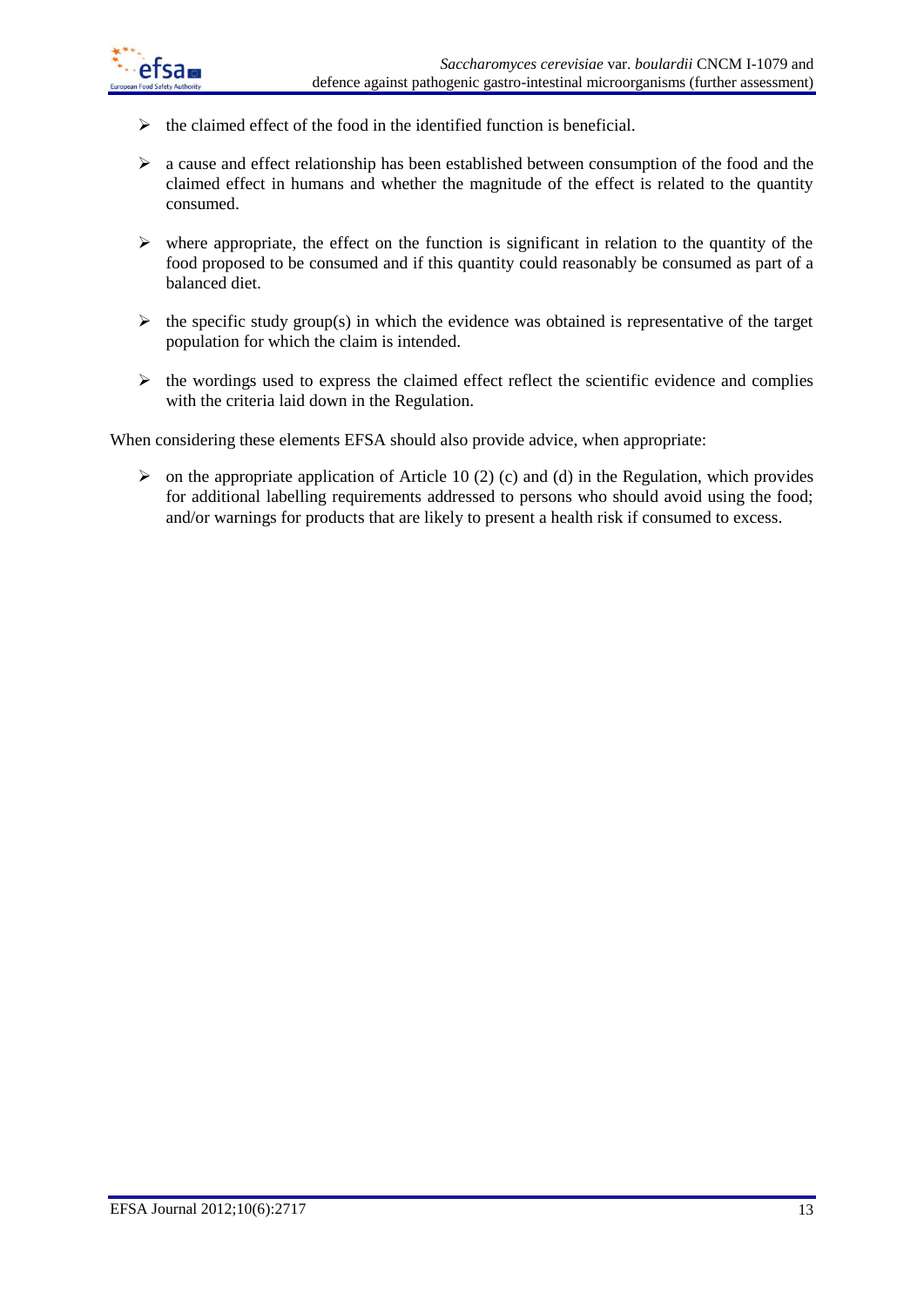- the claimed effect of the food in the identified function is beneficial.
- a cause and effect relationship has been established between consumption of the food and the claimed effect in humans and whether the magnitude of the effect is related to the quantity consumed.
- where appropriate, the effect on the function is significant in relation to the quantity of the food proposed to be consumed and if this quantity could reasonably be consumed as part of a balanced diet.
- the specific study group(s) in which the evidence was obtained is representative of the target population for which the claim is intended.
- the wordings used to express the claimed effect reflect the scientific evidence and complies with the criteria laid down in the Regulation.

When considering these elements EFSA should also provide advice, when appropriate:

- on the appropriate application of Article 10 (2) (c) and (d) in the Regulation, which provides for additional labelling requirements addressed to persons who should avoid using the food; and/or warnings for products that are likely to present a health risk if consumed to excess.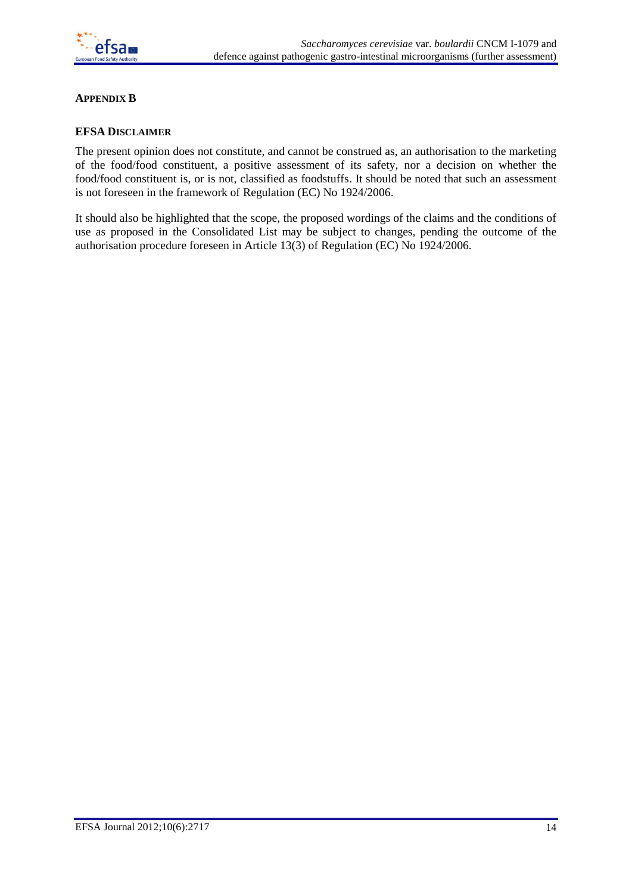## APPENDIX B

### EFSA DISCLAIMER

The present opinion does not constitute, and cannot be construed as, an authorisation to the marketing of the food/food constituent, a positive assessment of its safety, nor a decision on whether the food/food constituent is, or is not, classified as foodstuffs. It should be noted that such an assessment is not foreseen in the framework of Regulation (EC) No 1924/2006.

It should also be highlighted that the scope, the proposed wordings of the claims and the conditions of use as proposed in the Consolidated List may be subject to changes, pending the outcome of the authorisation procedure foreseen in Article 13(3) of Regulation (EC) No 1924/2006.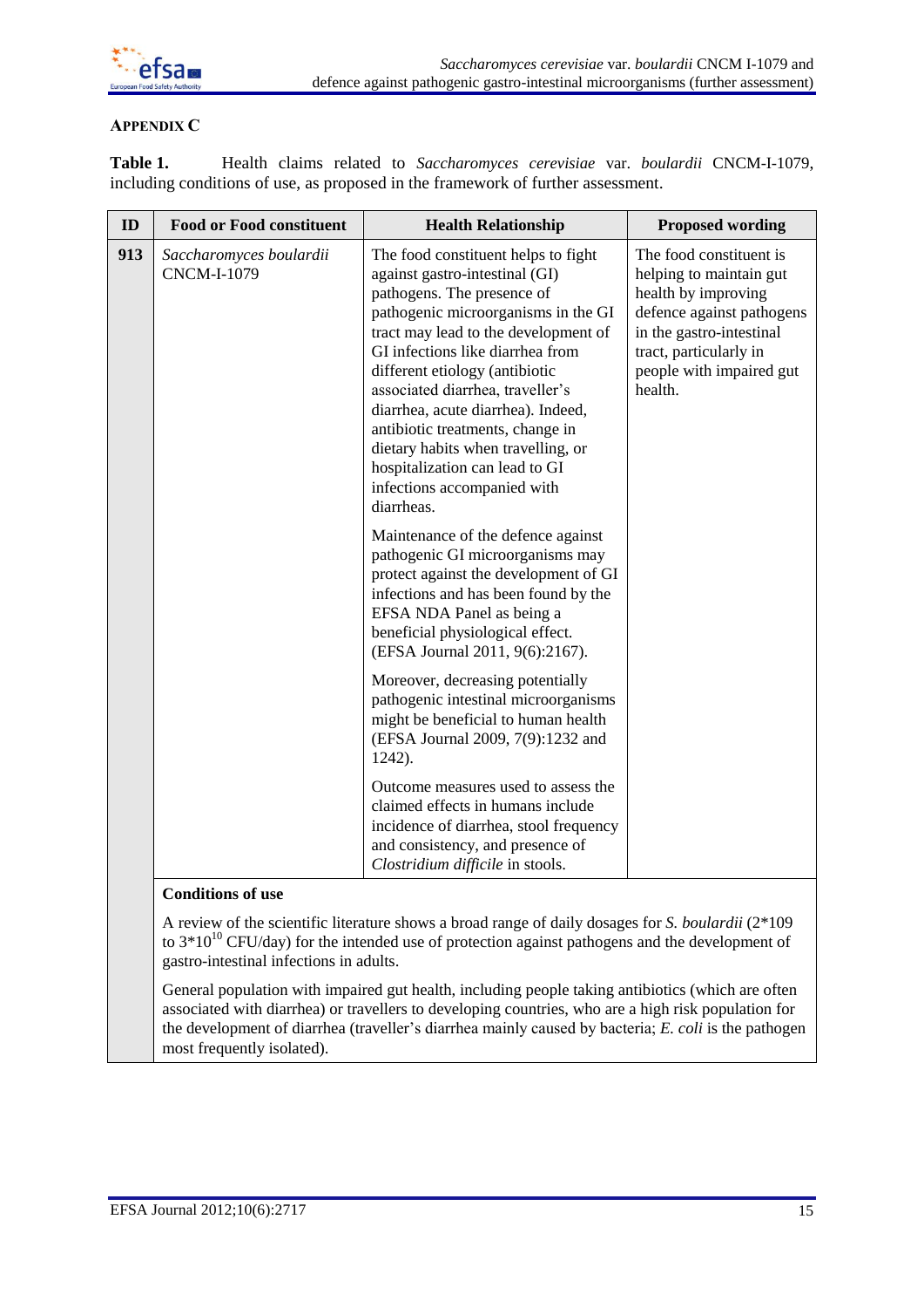## APPENDIX C

**Table 1.** Health claims related to *Saccharomyces cerevisiae* var. *boulardii* CNCM-I-1079, including conditions of use, as proposed in the framework of further assessment.

| ID | Food or Food constituent | Health Relationship | Proposed wording |
|---|---|---|---|
| **913** | *Saccharomyces boulardii* CNCM-I-1079 | The food constituent helps to fight against gastro-intestinal (GI) pathogens. The presence of pathogenic microorganisms in the GI tract may lead to the development of GI infections like diarrhea from different etiology (antibiotic associated diarrhea, traveller's diarrhea, acute diarrhea). Indeed, antibiotic treatments, change in dietary habits when travelling, or hospitalization can lead to GI infections accompanied with diarrheas.<br><br>Maintenance of the defence against pathogenic GI microorganisms may protect against the development of GI infections and has been found by the EFSA NDA Panel as being a beneficial physiological effect. (EFSA Journal 2011, 9(6):2167).<br><br>Moreover, decreasing potentially pathogenic intestinal microorganisms might be beneficial to human health (EFSA Journal 2009, 7(9):1232 and 1242).<br><br>Outcome measures used to assess the claimed effects in humans include incidence of diarrhea, stool frequency and consistency, and presence of *Clostridium difficile* in stools. | The food constituent is helping to maintain gut health by improving defence against pathogens in the gastro-intestinal tract, particularly in people with impaired gut health. |
| | **Conditions of use**<br><br>A review of the scientific literature shows a broad range of daily dosages for *S. boulardii* (2*109 to $3*10^{10}$ CFU/day) for the intended use of protection against pathogens and the development of gastro-intestinal infections in adults.<br><br>General population with impaired gut health, including people taking antibiotics (which are often associated with diarrhea) or travellers to developing countries, who are a high risk population for the development of diarrhea (traveller's diarrhea mainly caused by bacteria; *E. coli* is the pathogen most frequently isolated). | | |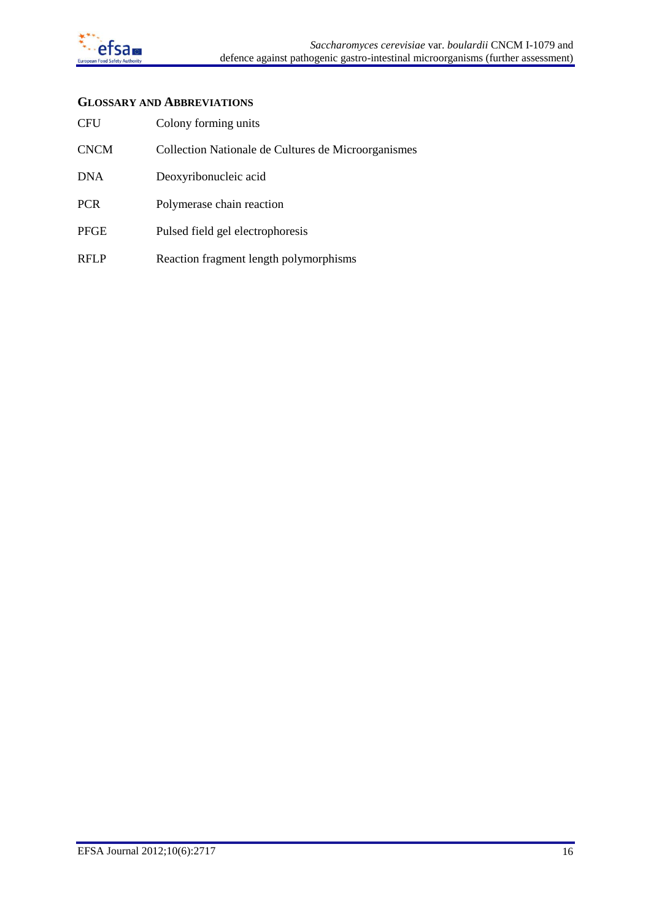## Glossary and Abbreviations

| | |
|---|---|
| CFU | Colony forming units |
| CNCM | Collection Nationale de Cultures de Microorganismes |
| DNA | Deoxyribonucleic acid |
| PCR | Polymerase chain reaction |
| PFGE | Pulsed field gel electrophoresis |
| RFLP | Reaction fragment length polymorphisms |